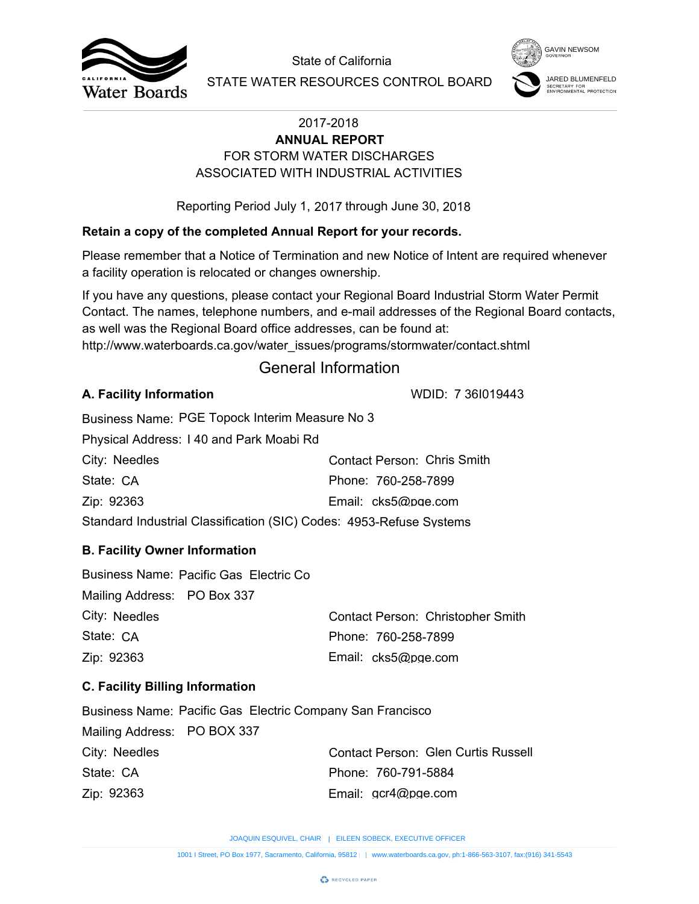State of California

STATE WATER RESOURCES CONTROL BOARD

GAVIN NEWSOM
GOVERNOR

JARED BLUMENFELD
SECRETARY FOR ENVIRONMENTAL PROTECTION

2017-2018

**ANNUAL REPORT**

FOR STORM WATER DISCHARGES
ASSOCIATED WITH INDUSTRIAL ACTIVITIES

Reporting Period July 1, 2017 through June 30, 2018

**Retain a copy of the completed Annual Report for your records.**

Please remember that a Notice of Termination and new Notice of Intent are required whenever a facility operation is relocated or changes ownership.

If you have any questions, please contact your Regional Board Industrial Storm Water Permit Contact. The names, telephone numbers, and e-mail addresses of the Regional Board contacts, as well was the Regional Board office addresses, can be found at: http://www.waterboards.ca.gov/water_issues/programs/stormwater/contact.shtml

# General Information

### A. Facility Information

WDID: 7 36I019443

Business Name: PGE Topock Interim Measure No 3

Physical Address: I 40 and Park Moabi Rd

City: Needles

State: CA

Zip: 92363

Contact Person: Chris Smith

Phone: 760-258-7899

Email: cks5@pge.com

Standard Industrial Classification (SIC) Codes: 4953-Refuse Systems

### B. Facility Owner Information

Business Name: Pacific Gas Electric Co

Mailing Address: PO Box 337

City: Needles

State: CA

Zip: 92363

Contact Person: Christopher Smith

Phone: 760-258-7899

Email: cks5@pge.com

### C. Facility Billing Information

Business Name: Pacific Gas Electric Company San Francisco

Mailing Address: PO BOX 337

City: Needles

State: CA

Zip: 92363

Contact Person: Glen Curtis Russell

Phone: 760-791-5884

Email: gcr4@pge.com

JOAQUIN ESQUIVEL, CHAIR | EILEEN SOBECK, EXECUTIVE OFFICER

1001 I Street, PO Box 1977, Sacramento, California, 95812 | www.waterboards.ca.gov, ph:1-866-563-3107, fax:(916) 341-5543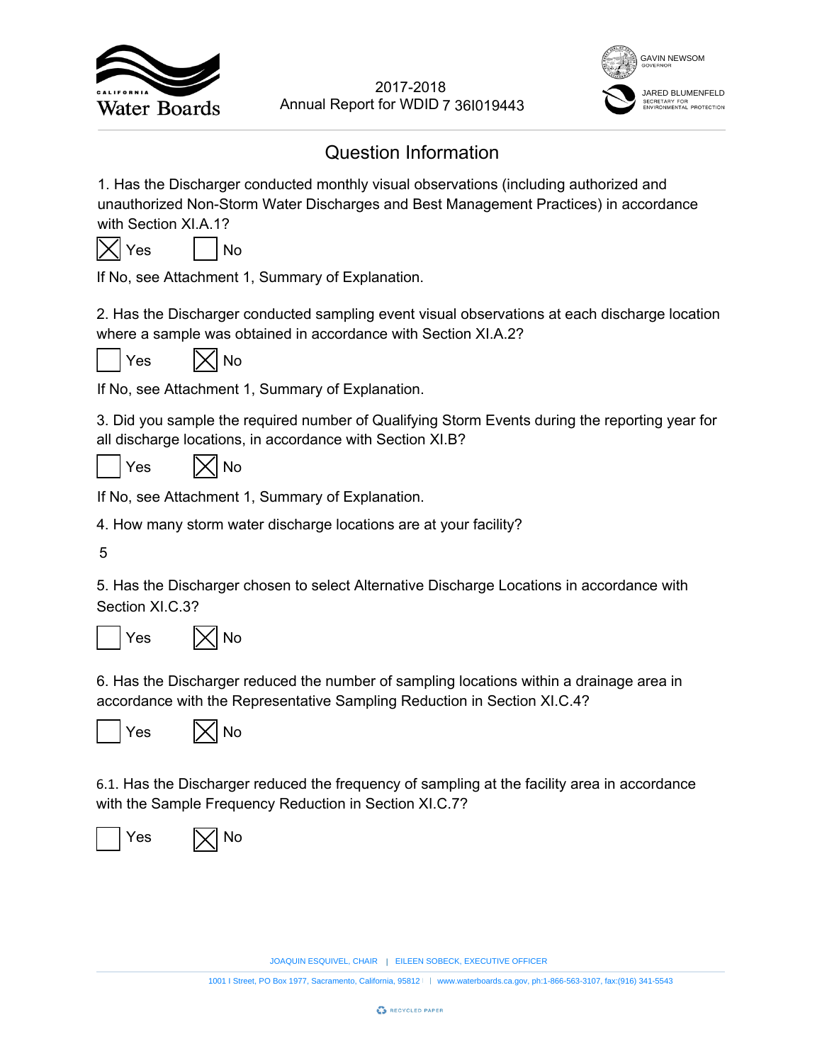2017-2018
Annual Report for WDID 7 36I019443

## Question Information

1. Has the Discharger conducted monthly visual observations (including authorized and unauthorized Non-Storm Water Discharges and Best Management Practices) in accordance with Section XI.A.1?

☒ Yes ☐ No

If No, see Attachment 1, Summary of Explanation.

2. Has the Discharger conducted sampling event visual observations at each discharge location where a sample was obtained in accordance with Section XI.A.2?

☐ Yes ☒ No

If No, see Attachment 1, Summary of Explanation.

3. Did you sample the required number of Qualifying Storm Events during the reporting year for all discharge locations, in accordance with Section XI.B?

☐ Yes ☒ No

If No, see Attachment 1, Summary of Explanation.

4. How many storm water discharge locations are at your facility?

5

5. Has the Discharger chosen to select Alternative Discharge Locations in accordance with Section XI.C.3?

☐ Yes ☒ No

6. Has the Discharger reduced the number of sampling locations within a drainage area in accordance with the Representative Sampling Reduction in Section XI.C.4?

☐ Yes ☒ No

6.1. Has the Discharger reduced the frequency of sampling at the facility area in accordance with the Sample Frequency Reduction in Section XI.C.7?

☐ Yes ☒ No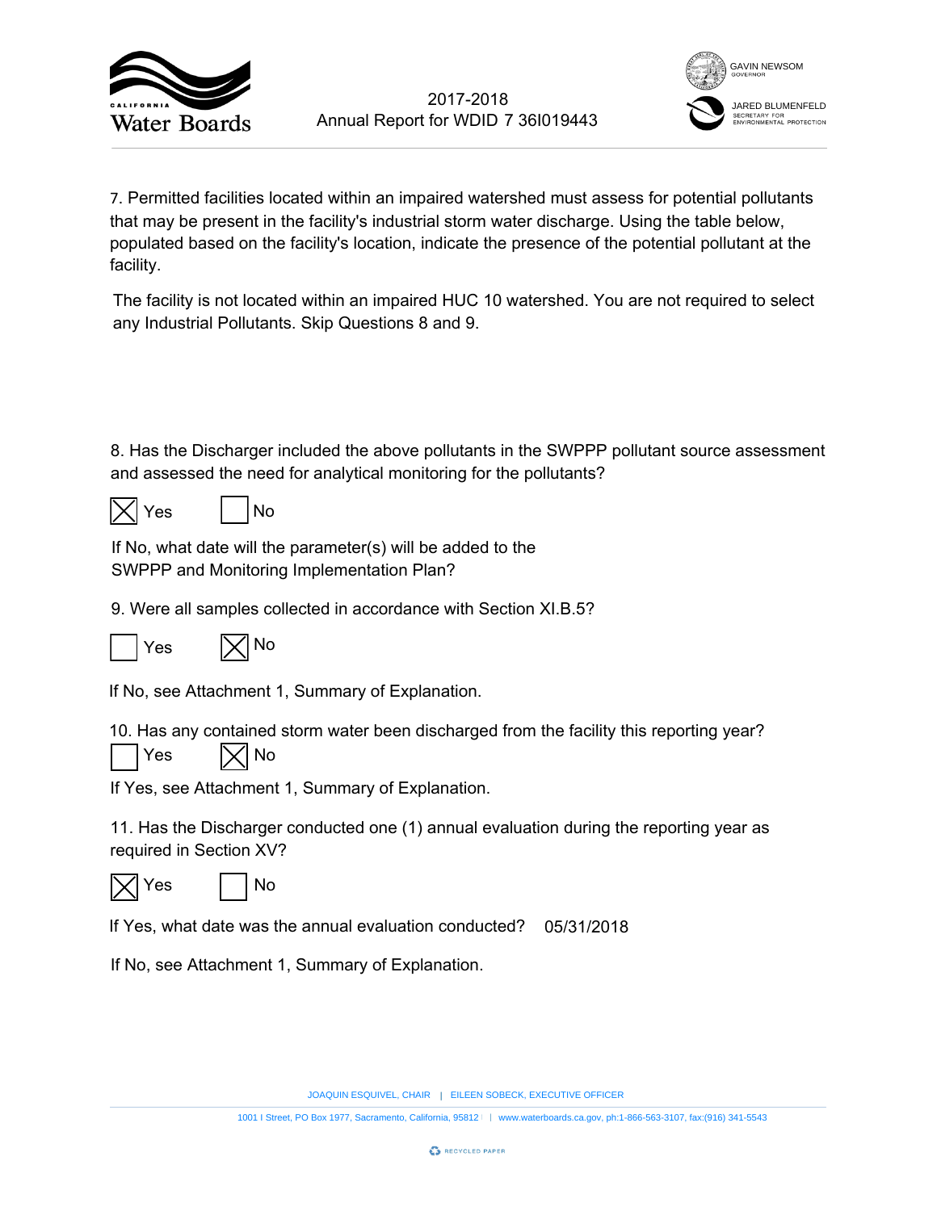7. Permitted facilities located within an impaired watershed must assess for potential pollutants that may be present in the facility's industrial storm water discharge. Using the table below, populated based on the facility's location, indicate the presence of the potential pollutant at the facility.

The facility is not located within an impaired HUC 10 watershed. You are not required to select any Industrial Pollutants. Skip Questions 8 and 9.

8. Has the Discharger included the above pollutants in the SWPPP pollutant source assessment and assessed the need for analytical monitoring for the pollutants?

☒ Yes ☐ No

If No, what date will the parameter(s) will be added to the SWPPP and Monitoring Implementation Plan?

9. Were all samples collected in accordance with Section XI.B.5?

☐ Yes ☒ No

If No, see Attachment 1, Summary of Explanation.

10. Has any contained storm water been discharged from the facility this reporting year?

☐ Yes ☒ No

If Yes, see Attachment 1, Summary of Explanation.

11. Has the Discharger conducted one (1) annual evaluation during the reporting year as required in Section XV?

☒ Yes ☐ No

If Yes, what date was the annual evaluation conducted? 05/31/2018

If No, see Attachment 1, Summary of Explanation.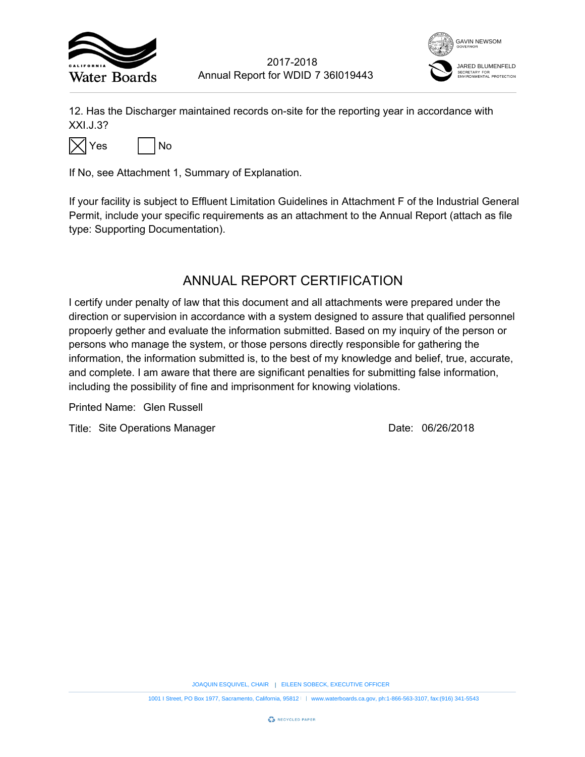12. Has the Discharger maintained records on-site for the reporting year in accordance with XXI.J.3?

☒ Yes ☐ No

If No, see Attachment 1, Summary of Explanation.

If your facility is subject to Effluent Limitation Guidelines in Attachment F of the Industrial General Permit, include your specific requirements as an attachment to the Annual Report (attach as file type: Supporting Documentation).

## ANNUAL REPORT CERTIFICATION

I certify under penalty of law that this document and all attachments were prepared under the direction or supervision in accordance with a system designed to assure that qualified personnel propoerly gether and evaluate the information submitted. Based on my inquiry of the person or persons who manage the system, or those persons directly responsible for gathering the information, the information submitted is, to the best of my knowledge and belief, true, accurate, and complete. I am aware that there are significant penalties for submitting false information, including the possibility of fine and imprisonment for knowing violations.

Printed Name: Glen Russell

Title: Site Operations Manager

Date: 06/26/2018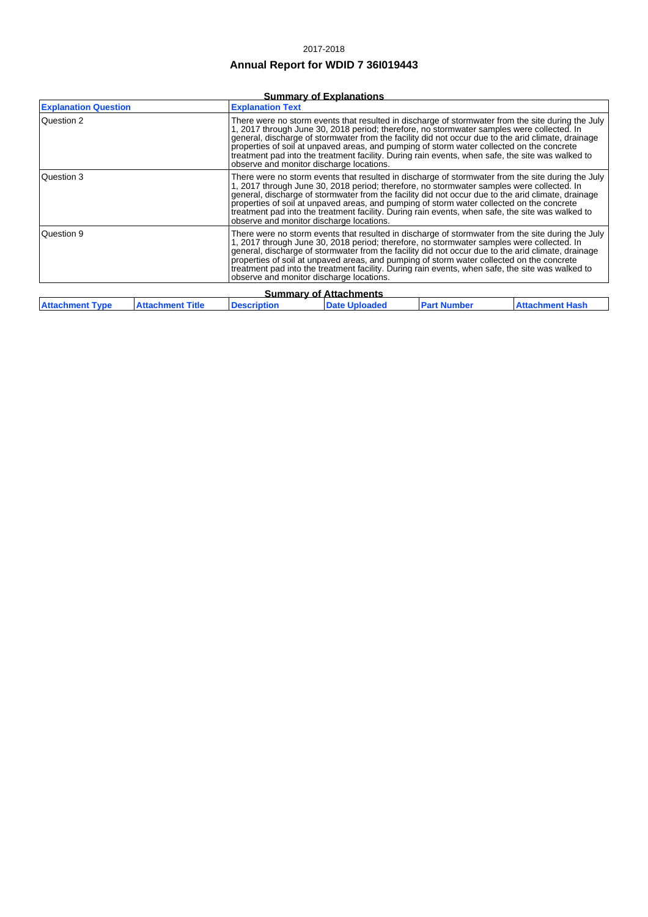2017-2018

# Annual Report for WDID 7 36I019443

## Summary of Explanations

| Explanation Question | Explanation Text |
|---|---|
| Question 2 | There were no storm events that resulted in discharge of stormwater from the site during the July 1, 2017 through June 30, 2018 period; therefore, no stormwater samples were collected. In general, discharge of stormwater from the facility did not occur due to the arid climate, drainage properties of soil at unpaved areas, and pumping of storm water collected on the concrete treatment pad into the treatment facility. During rain events, when safe, the site was walked to observe and monitor discharge locations. |
| Question 3 | There were no storm events that resulted in discharge of stormwater from the site during the July 1, 2017 through June 30, 2018 period; therefore, no stormwater samples were collected. In general, discharge of stormwater from the facility did not occur due to the arid climate, drainage properties of soil at unpaved areas, and pumping of storm water collected on the concrete treatment pad into the treatment facility. During rain events, when safe, the site was walked to observe and monitor discharge locations. |
| Question 9 | There were no storm events that resulted in discharge of stormwater from the site during the July 1, 2017 through June 30, 2018 period; therefore, no stormwater samples were collected. In general, discharge of stormwater from the facility did not occur due to the arid climate, drainage properties of soil at unpaved areas, and pumping of storm water collected on the concrete treatment pad into the treatment facility. During rain events, when safe, the site was walked to observe and monitor discharge locations. |

## Summary of Attachments

| Attachment Type | Attachment Title | Description | Date Uploaded | Part Number | Attachment Hash |
|---|---|---|---|---|---|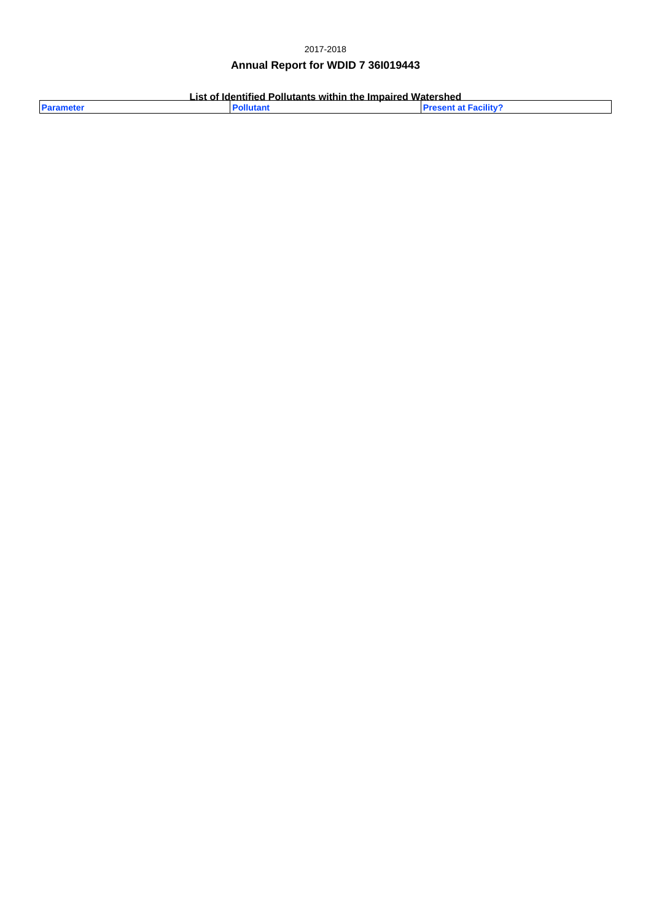2017-2018

## Annual Report for WDID 7 36I019443

### List of Identified Pollutants within the Impaired Watershed

| Parameter | Pollutant | Present at Facility? |
|---|---|---|